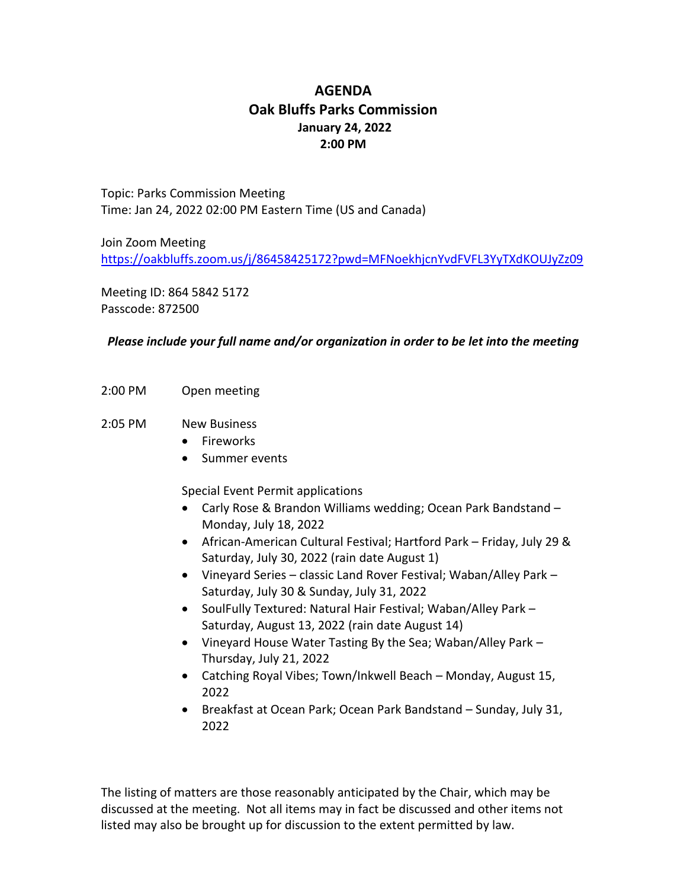# AGENDA
## Oak Bluffs Parks Commission
### January 24, 2022
### 2:00 PM

Topic: Parks Commission Meeting
Time: Jan 24, 2022 02:00 PM Eastern Time (US and Canada)

Join Zoom Meeting
https://oakbluffs.zoom.us/j/86458425172?pwd=MFNoekhjcnYvdFVFL3YyTXdKOUJyZz09

Meeting ID: 864 5842 5172
Passcode: 872500

***Please include your full name and/or organization in order to be let into the meeting***

2:00 PM Open meeting

2:05 PM New Business

- Fireworks
- Summer events

Special Event Permit applications

- Carly Rose & Brandon Williams wedding; Ocean Park Bandstand – Monday, July 18, 2022
- African-American Cultural Festival; Hartford Park – Friday, July 29 & Saturday, July 30, 2022 (rain date August 1)
- Vineyard Series – classic Land Rover Festival; Waban/Alley Park – Saturday, July 30 & Sunday, July 31, 2022
- SoulFully Textured: Natural Hair Festival; Waban/Alley Park – Saturday, August 13, 2022 (rain date August 14)
- Vineyard House Water Tasting By the Sea; Waban/Alley Park – Thursday, July 21, 2022
- Catching Royal Vibes; Town/Inkwell Beach – Monday, August 15, 2022
- Breakfast at Ocean Park; Ocean Park Bandstand – Sunday, July 31, 2022

The listing of matters are those reasonably anticipated by the Chair, which may be discussed at the meeting. Not all items may in fact be discussed and other items not listed may also be brought up for discussion to the extent permitted by law.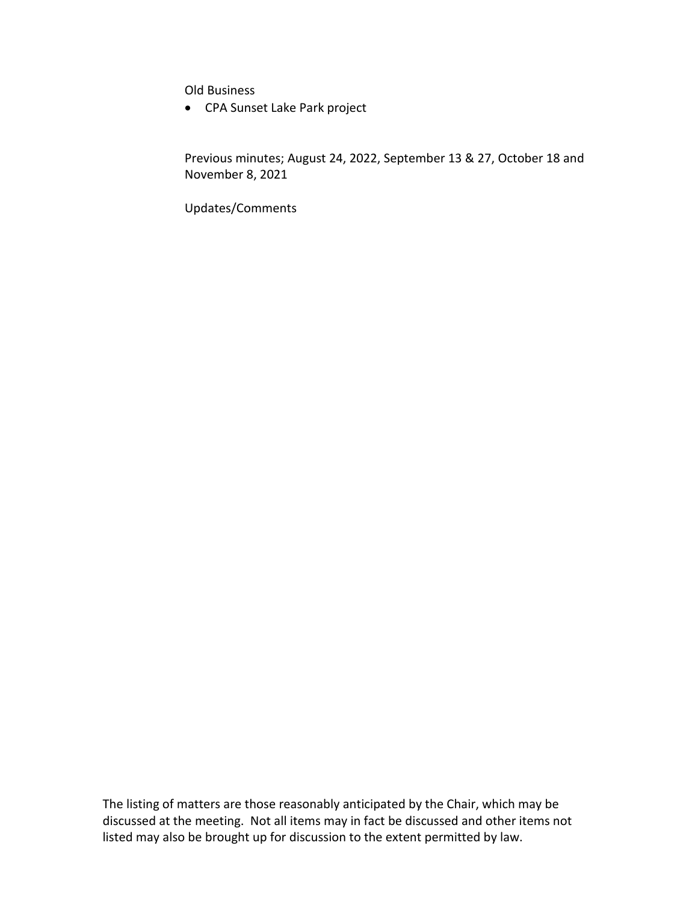Old Business

- CPA Sunset Lake Park project

Previous minutes; August 24, 2022, September 13 & 27, October 18 and November 8, 2021

Updates/Comments

The listing of matters are those reasonably anticipated by the Chair, which may be discussed at the meeting. Not all items may in fact be discussed and other items not listed may also be brought up for discussion to the extent permitted by law.